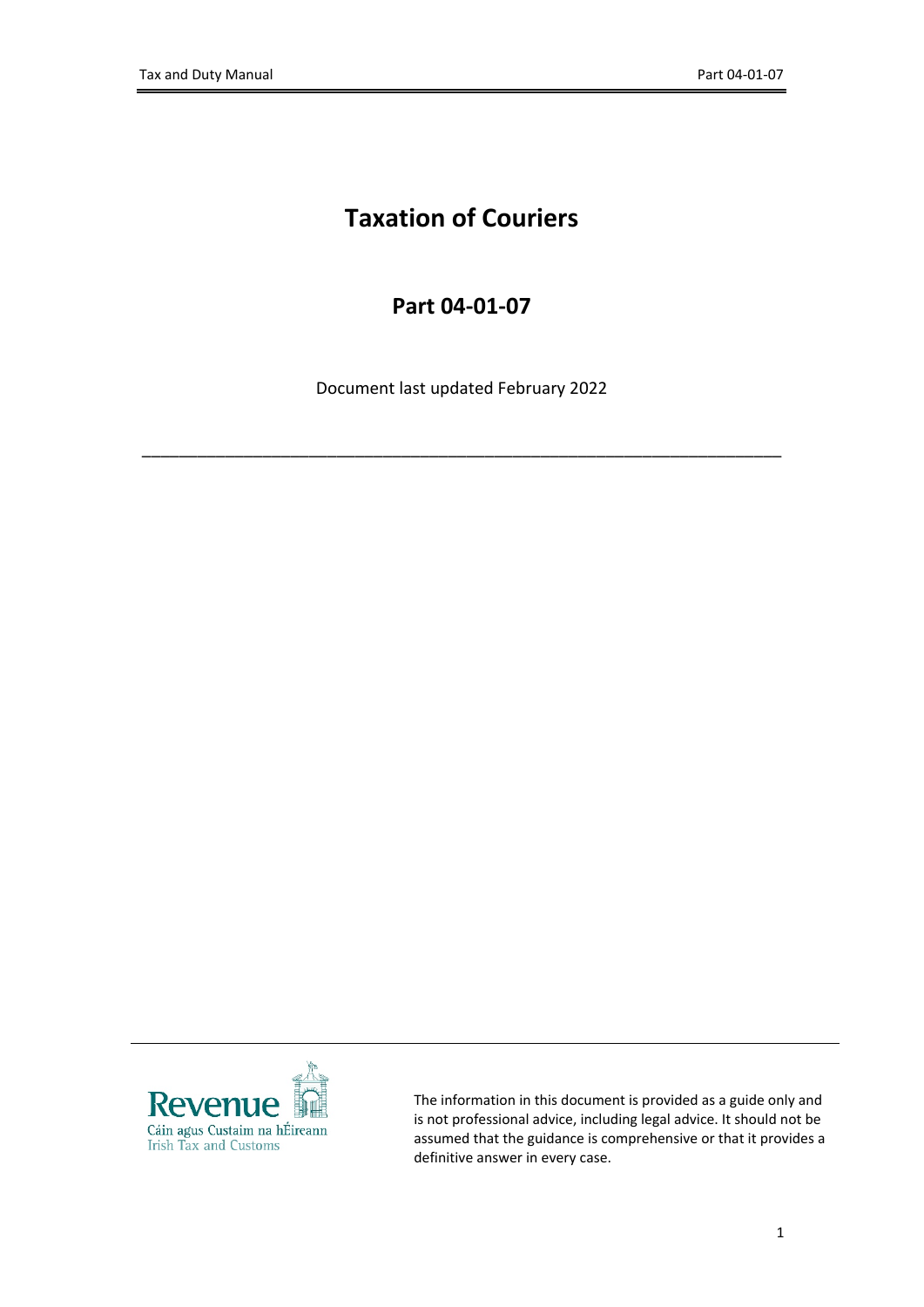# Taxation of Couriers

## Part 04-01-07

Document last updated February 2022

---

Revenue
Cáin agus Custaim na hÉireann
Irish Tax and Customs

The information in this document is provided as a guide only and is not professional advice, including legal advice. It should not be assumed that the guidance is comprehensive or that it provides a definitive answer in every case.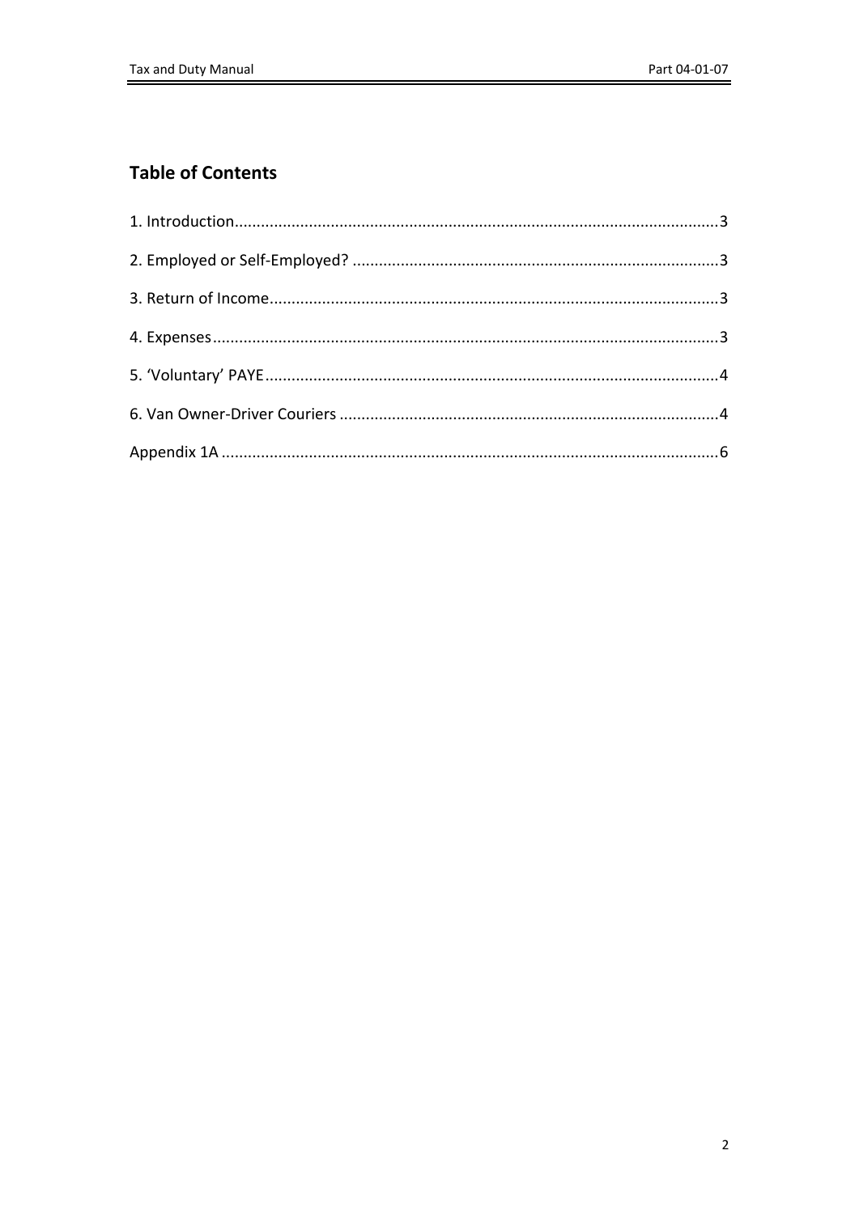## Table of Contents

1. Introduction....................3
2. Employed or Self-Employed? ....................3
3. Return of Income....................3
4. Expenses....................3
5. 'Voluntary' PAYE....................4
6. Van Owner-Driver Couriers ....................4

Appendix 1A ....................6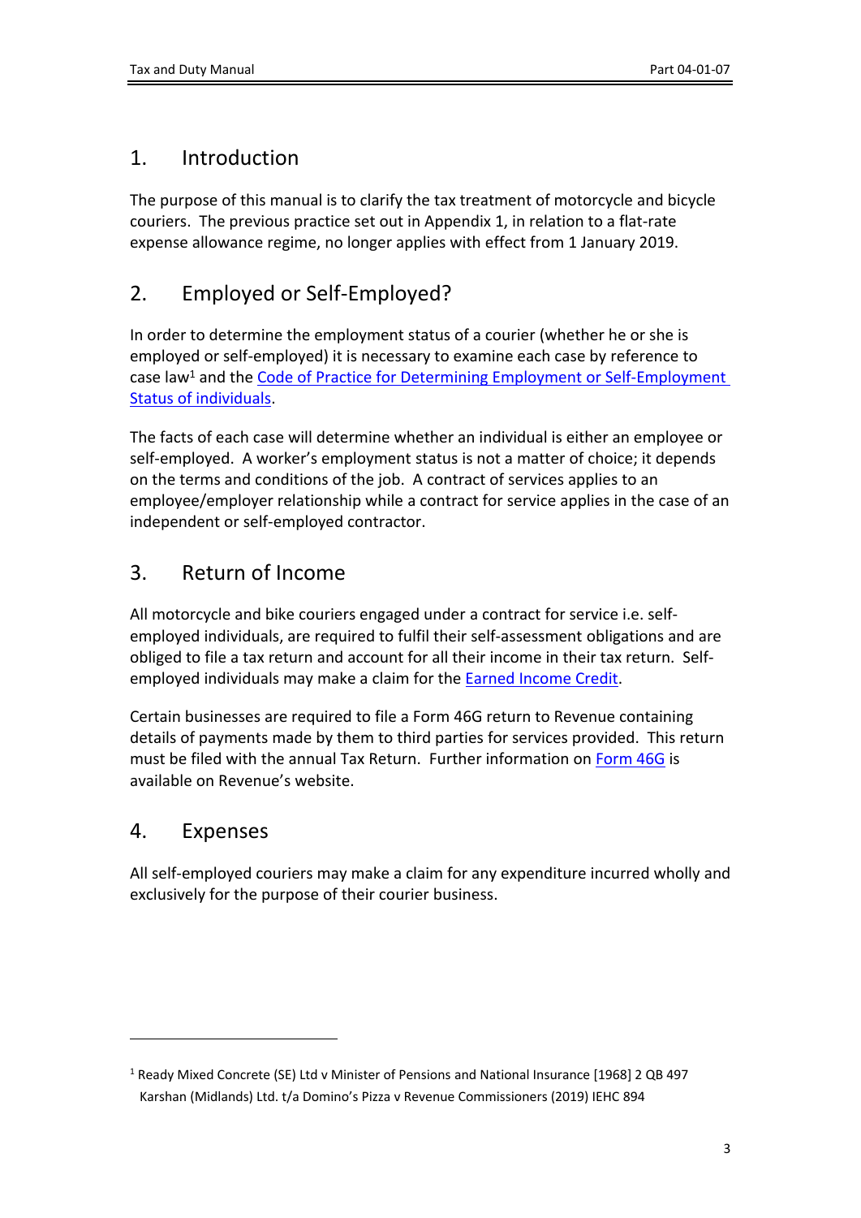## 1. Introduction

The purpose of this manual is to clarify the tax treatment of motorcycle and bicycle couriers. The previous practice set out in Appendix 1, in relation to a flat-rate expense allowance regime, no longer applies with effect from 1 January 2019.

## 2. Employed or Self-Employed?

In order to determine the employment status of a courier (whether he or she is employed or self-employed) it is necessary to examine each case by reference to case law[1] and the Code of Practice for Determining Employment or Self-Employment Status of individuals.

The facts of each case will determine whether an individual is either an employee or self-employed. A worker's employment status is not a matter of choice; it depends on the terms and conditions of the job. A contract of services applies to an employee/employer relationship while a contract for service applies in the case of an independent or self-employed contractor.

## 3. Return of Income

All motorcycle and bike couriers engaged under a contract for service i.e. self-employed individuals, are required to fulfil their self-assessment obligations and are obliged to file a tax return and account for all their income in their tax return. Self-employed individuals may make a claim for the Earned Income Credit.

Certain businesses are required to file a Form 46G return to Revenue containing details of payments made by them to third parties for services provided. This return must be filed with the annual Tax Return. Further information on Form 46G is available on Revenue's website.

## 4. Expenses

All self-employed couriers may make a claim for any expenditure incurred wholly and exclusively for the purpose of their courier business.

---

[1] Ready Mixed Concrete (SE) Ltd v Minister of Pensions and National Insurance [1968] 2 QB 497
Karshan (Midlands) Ltd. t/a Domino's Pizza v Revenue Commissioners (2019) IEHC 894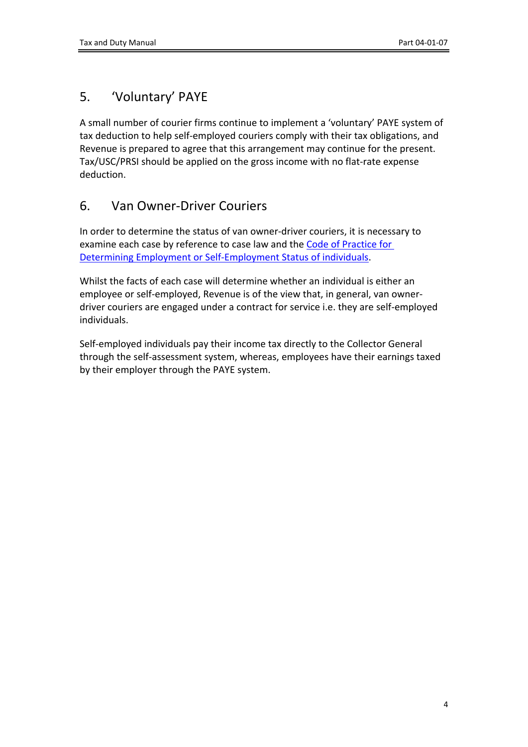## 5. 'Voluntary' PAYE

A small number of courier firms continue to implement a 'voluntary' PAYE system of tax deduction to help self-employed couriers comply with their tax obligations, and Revenue is prepared to agree that this arrangement may continue for the present. Tax/USC/PRSI should be applied on the gross income with no flat-rate expense deduction.

## 6. Van Owner-Driver Couriers

In order to determine the status of van owner-driver couriers, it is necessary to examine each case by reference to case law and the Code of Practice for Determining Employment or Self-Employment Status of individuals.

Whilst the facts of each case will determine whether an individual is either an employee or self-employed, Revenue is of the view that, in general, van owner-driver couriers are engaged under a contract for service i.e. they are self-employed individuals.

Self-employed individuals pay their income tax directly to the Collector General through the self-assessment system, whereas, employees have their earnings taxed by their employer through the PAYE system.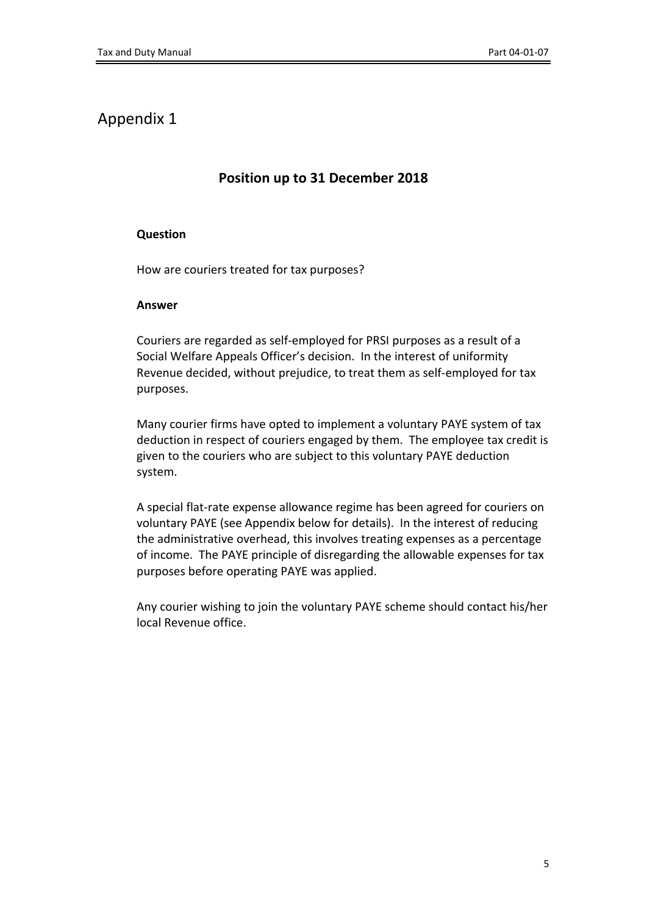# Appendix 1

## Position up to 31 December 2018

**Question**

How are couriers treated for tax purposes?

**Answer**

Couriers are regarded as self-employed for PRSI purposes as a result of a Social Welfare Appeals Officer's decision. In the interest of uniformity Revenue decided, without prejudice, to treat them as self-employed for tax purposes.

Many courier firms have opted to implement a voluntary PAYE system of tax deduction in respect of couriers engaged by them. The employee tax credit is given to the couriers who are subject to this voluntary PAYE deduction system.

A special flat-rate expense allowance regime has been agreed for couriers on voluntary PAYE (see Appendix below for details). In the interest of reducing the administrative overhead, this involves treating expenses as a percentage of income. The PAYE principle of disregarding the allowable expenses for tax purposes before operating PAYE was applied.

Any courier wishing to join the voluntary PAYE scheme should contact his/her local Revenue office.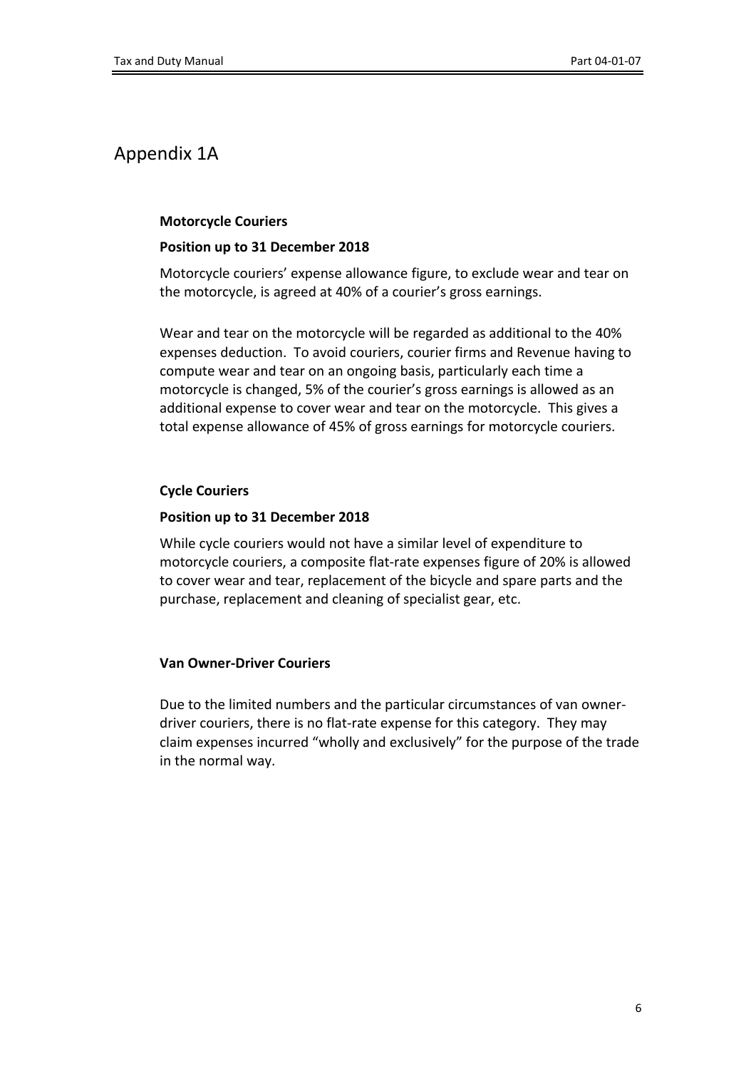# Appendix 1A

**Motorcycle Couriers**

**Position up to 31 December 2018**

Motorcycle couriers' expense allowance figure, to exclude wear and tear on the motorcycle, is agreed at 40% of a courier's gross earnings.

Wear and tear on the motorcycle will be regarded as additional to the 40% expenses deduction. To avoid couriers, courier firms and Revenue having to compute wear and tear on an ongoing basis, particularly each time a motorcycle is changed, 5% of the courier's gross earnings is allowed as an additional expense to cover wear and tear on the motorcycle. This gives a total expense allowance of 45% of gross earnings for motorcycle couriers.

**Cycle Couriers**

**Position up to 31 December 2018**

While cycle couriers would not have a similar level of expenditure to motorcycle couriers, a composite flat-rate expenses figure of 20% is allowed to cover wear and tear, replacement of the bicycle and spare parts and the purchase, replacement and cleaning of specialist gear, etc.

**Van Owner-Driver Couriers**

Due to the limited numbers and the particular circumstances of van owner-driver couriers, there is no flat-rate expense for this category. They may claim expenses incurred "wholly and exclusively" for the purpose of the trade in the normal way.